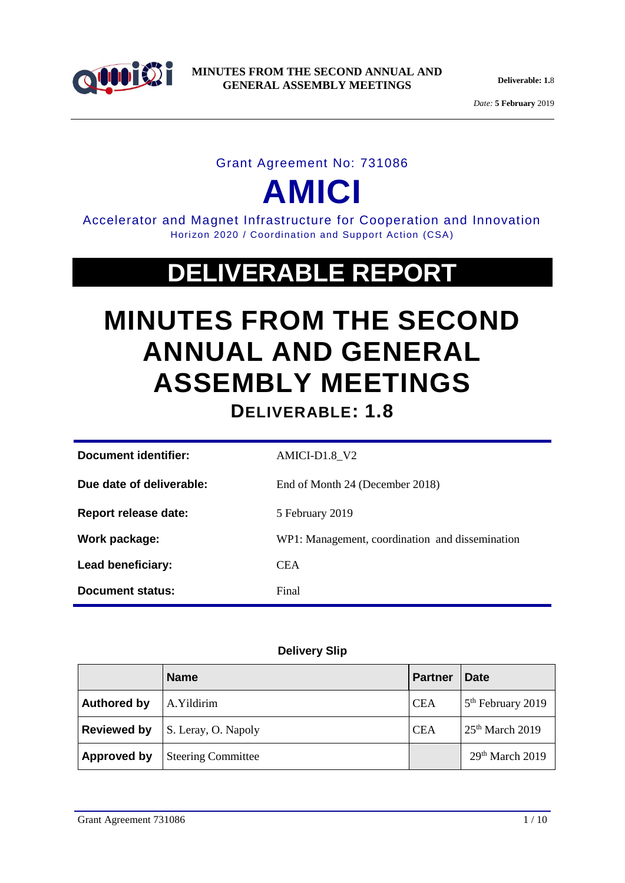Grant Agreement No: 731086

# AMICI

Accelerator and Magnet Infrastructure for Cooperation and Innovation
Horizon 2020 / Coordination and Support Action (CSA)

# DELIVERABLE REPORT

# MINUTES FROM THE SECOND ANNUAL AND GENERAL ASSEMBLY MEETINGS

## DELIVERABLE: 1.8

| | |
|---|---|
| **Document identifier:** | AMICI-D1.8_V2 |
| **Due date of deliverable:** | End of Month 24 (December 2018) |
| **Report release date:** | 5 February 2019 |
| **Work package:** | WP1: Management, coordination and dissemination |
| **Lead beneficiary:** | CEA |
| **Document status:** | Final |

**Delivery Slip**

| | Name | Partner | Date |
|---|---|---|---|
| **Authored by** | A.Yildirim | CEA | 5th February 2019 |
| **Reviewed by** | S. Leray, O. Napoly | CEA | 25th March 2019 |
| **Approved by** | Steering Committee | | 29th March 2019 |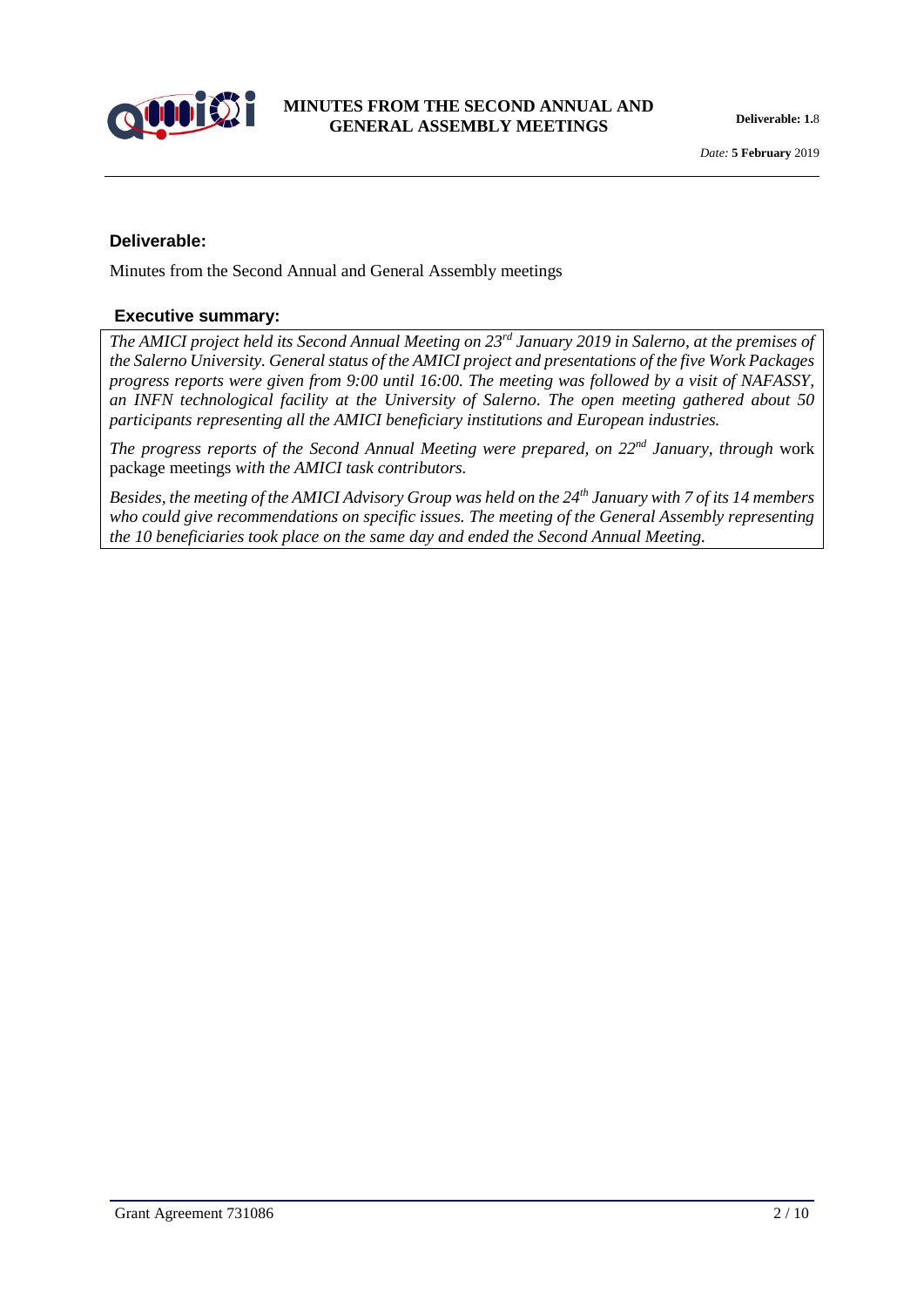### Deliverable:

Minutes from the Second Annual and General Assembly meetings

### Executive summary:

*The AMICI project held its Second Annual Meeting on 23rd January 2019 in Salerno, at the premises of the Salerno University. General status of the AMICI project and presentations of the five Work Packages progress reports were given from 9:00 until 16:00. The meeting was followed by a visit of NAFASSY, an INFN technological facility at the University of Salerno. The open meeting gathered about 50 participants representing all the AMICI beneficiary institutions and European industries.*

*The progress reports of the Second Annual Meeting were prepared, on 22nd January, through* work package meetings *with the AMICI task contributors.*

*Besides, the meeting of the AMICI Advisory Group was held on the 24th January with 7 of its 14 members who could give recommendations on specific issues. The meeting of the General Assembly representing the 10 beneficiaries took place on the same day and ended the Second Annual Meeting.*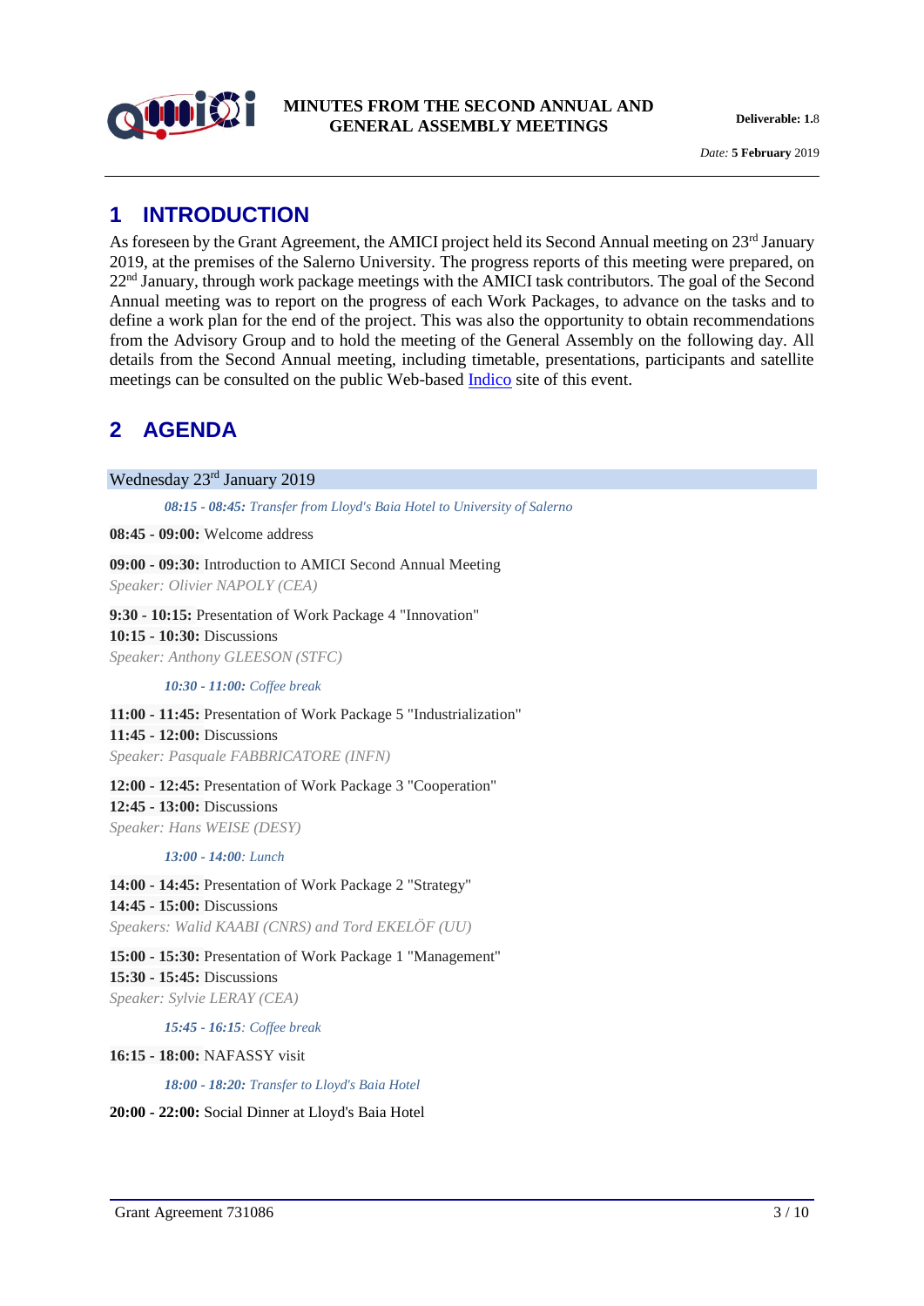# 1 INTRODUCTION

As foreseen by the Grant Agreement, the AMICI project held its Second Annual meeting on 23rd January 2019, at the premises of the Salerno University. The progress reports of this meeting were prepared, on 22nd January, through work package meetings with the AMICI task contributors. The goal of the Second Annual meeting was to report on the progress of each Work Packages, to advance on the tasks and to define a work plan for the end of the project. This was also the opportunity to obtain recommendations from the Advisory Group and to hold the meeting of the General Assembly on the following day. All details from the Second Annual meeting, including timetable, presentations, participants and satellite meetings can be consulted on the public Web-based Indico site of this event.

# 2 AGENDA

Wednesday 23rd January 2019

*08:15 - 08:45: Transfer from Lloyd's Baia Hotel to University of Salerno*

**08:45 - 09:00:** Welcome address

**09:00 - 09:30:** Introduction to AMICI Second Annual Meeting
*Speaker: Olivier NAPOLY (CEA)*

**9:30 - 10:15:** Presentation of Work Package 4 "Innovation"
**10:15 - 10:30:** Discussions
*Speaker: Anthony GLEESON (STFC)*

*10:30 - 11:00: Coffee break*

**11:00 - 11:45:** Presentation of Work Package 5 "Industrialization"
**11:45 - 12:00:** Discussions
*Speaker: Pasquale FABBRICATORE (INFN)*

**12:00 - 12:45:** Presentation of Work Package 3 "Cooperation"
**12:45 - 13:00:** Discussions
*Speaker: Hans WEISE (DESY)*

*13:00 - 14:00: Lunch*

**14:00 - 14:45:** Presentation of Work Package 2 "Strategy"
**14:45 - 15:00:** Discussions
*Speakers: Walid KAABI (CNRS) and Tord EKELÖF (UU)*

**15:00 - 15:30:** Presentation of Work Package 1 "Management"
**15:30 - 15:45:** Discussions
*Speaker: Sylvie LERAY (CEA)*

*15:45 - 16:15: Coffee break*

**16:15 - 18:00:** NAFASSY visit

*18:00 - 18:20: Transfer to Lloyd's Baia Hotel*

**20:00 - 22:00:** Social Dinner at Lloyd's Baia Hotel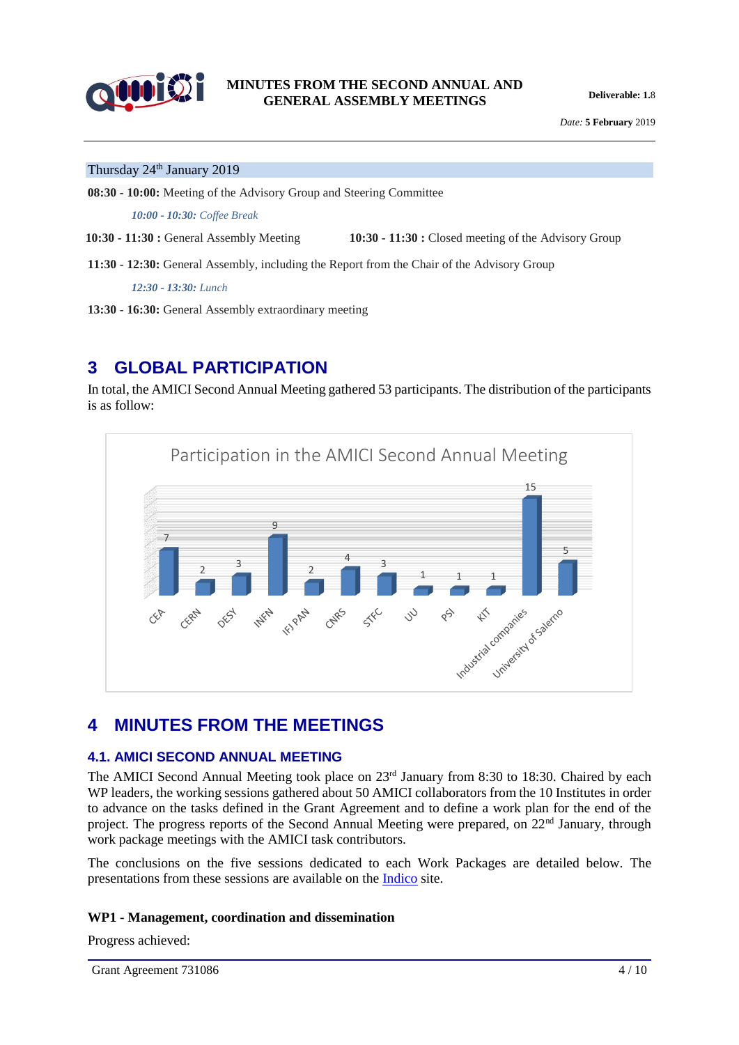Thursday 24th January 2019

**08:30 - 10:00:** Meeting of the Advisory Group and Steering Committee

*10:00 - 10:30: Coffee Break*

**10:30 - 11:30 :** General Assembly Meeting

**10:30 - 11:30 :** Closed meeting of the Advisory Group

**11:30 - 12:30:** General Assembly, including the Report from the Chair of the Advisory Group

*12:30 - 13:30: Lunch*

**13:30 - 16:30:** General Assembly extraordinary meeting

# 3 GLOBAL PARTICIPATION

In total, the AMICI Second Annual Meeting gathered 53 participants. The distribution of the participants is as follow:

**Participation in the AMICI Second Annual Meeting**

| Institute | Participants |
|---|---|
| CEA | 7 |
| CERN | 2 |
| DESY | 3 |
| INFN | 9 |
| IFJ PAN | 2 |
| CNRS | 4 |
| STFC | 3 |
| UU | 1 |
| PSI | 1 |
| KIT | 1 |
| Industrial companies | 15 |
| University of Salerno | 5 |

# 4 MINUTES FROM THE MEETINGS

## 4.1. AMICI SECOND ANNUAL MEETING

The AMICI Second Annual Meeting took place on 23rd January from 8:30 to 18:30. Chaired by each WP leaders, the working sessions gathered about 50 AMICI collaborators from the 10 Institutes in order to advance on the tasks defined in the Grant Agreement and to define a work plan for the end of the project. The progress reports of the Second Annual Meeting were prepared, on 22nd January, through work package meetings with the AMICI task contributors.

The conclusions on the five sessions dedicated to each Work Packages are detailed below. The presentations from these sessions are available on the Indico site.

**WP1 - Management, coordination and dissemination**

Progress achieved: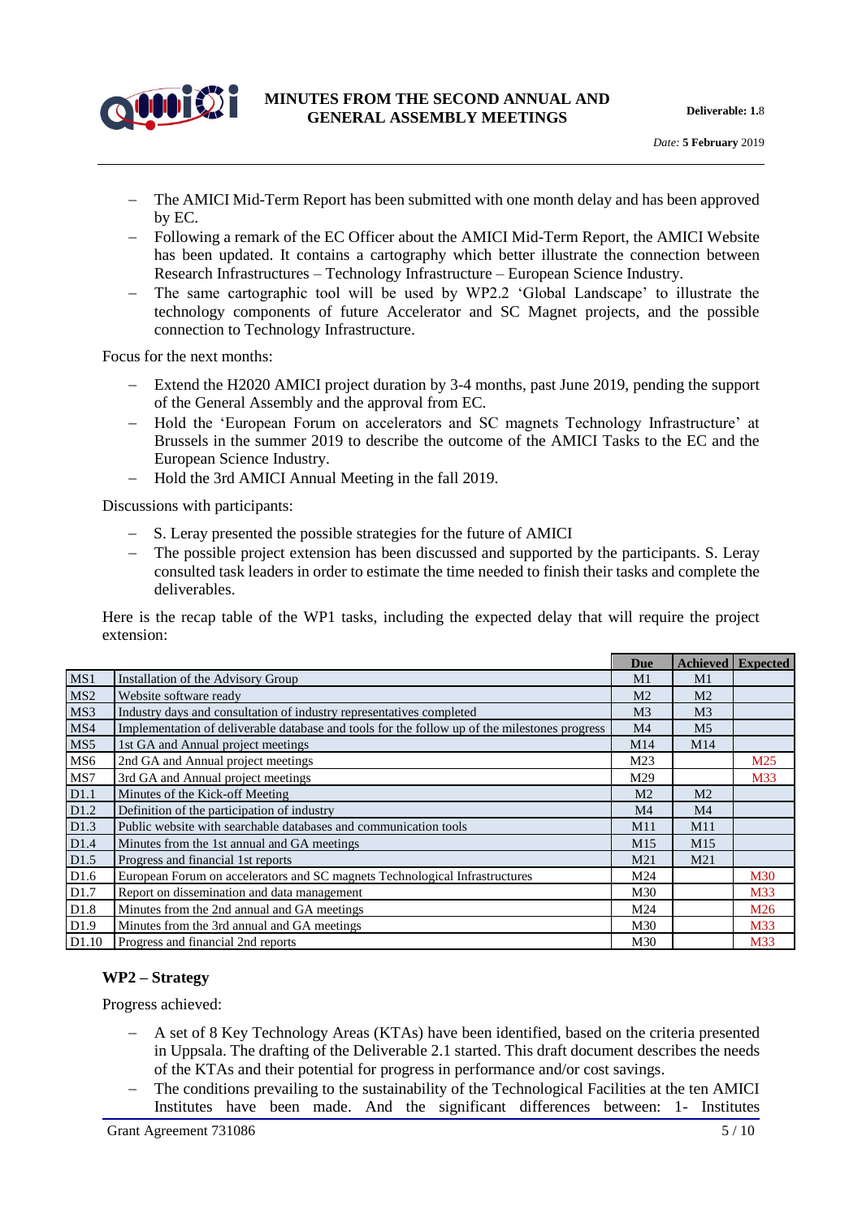- The AMICI Mid-Term Report has been submitted with one month delay and has been approved by EC.
- Following a remark of the EC Officer about the AMICI Mid-Term Report, the AMICI Website has been updated. It contains a cartography which better illustrate the connection between Research Infrastructures – Technology Infrastructure – European Science Industry.
- The same cartographic tool will be used by WP2.2 'Global Landscape' to illustrate the technology components of future Accelerator and SC Magnet projects, and the possible connection to Technology Infrastructure.

Focus for the next months:

- Extend the H2020 AMICI project duration by 3-4 months, past June 2019, pending the support of the General Assembly and the approval from EC.
- Hold the 'European Forum on accelerators and SC magnets Technology Infrastructure' at Brussels in the summer 2019 to describe the outcome of the AMICI Tasks to the EC and the European Science Industry.
- Hold the 3rd AMICI Annual Meeting in the fall 2019.

Discussions with participants:

- S. Leray presented the possible strategies for the future of AMICI
- The possible project extension has been discussed and supported by the participants. S. Leray consulted task leaders in order to estimate the time needed to finish their tasks and complete the deliverables.

Here is the recap table of the WP1 tasks, including the expected delay that will require the project extension:

| | | Due | Achieved | Expected |
|---|---|---|---|---|
| MS1 | Installation of the Advisory Group | M1 | M1 | |
| MS2 | Website software ready | M2 | M2 | |
| MS3 | Industry days and consultation of industry representatives completed | M3 | M3 | |
| MS4 | Implementation of deliverable database and tools for the follow up of the milestones progress | M4 | M5 | |
| MS5 | 1st GA and Annual project meetings | M14 | M14 | |
| MS6 | 2nd GA and Annual project meetings | M23 | | M25 |
| MS7 | 3rd GA and Annual project meetings | M29 | | M33 |
| D1.1 | Minutes of the Kick-off Meeting | M2 | M2 | |
| D1.2 | Definition of the participation of industry | M4 | M4 | |
| D1.3 | Public website with searchable databases and communication tools | M11 | M11 | |
| D1.4 | Minutes from the 1st annual and GA meetings | M15 | M15 | |
| D1.5 | Progress and financial 1st reports | M21 | M21 | |
| D1.6 | European Forum on accelerators and SC magnets Technological Infrastructures | M24 | | M30 |
| D1.7 | Report on dissemination and data management | M30 | | M33 |
| D1.8 | Minutes from the 2nd annual and GA meetings | M24 | | M26 |
| D1.9 | Minutes from the 3rd annual and GA meetings | M30 | | M33 |
| D1.10 | Progress and financial 2nd reports | M30 | | M33 |

**WP2 – Strategy**

Progress achieved:

- A set of 8 Key Technology Areas (KTAs) have been identified, based on the criteria presented in Uppsala. The drafting of the Deliverable 2.1 started. This draft document describes the needs of the KTAs and their potential for progress in performance and/or cost savings.
- The conditions prevailing to the sustainability of the Technological Facilities at the ten AMICI Institutes have been made. And the significant differences between: 1- Institutes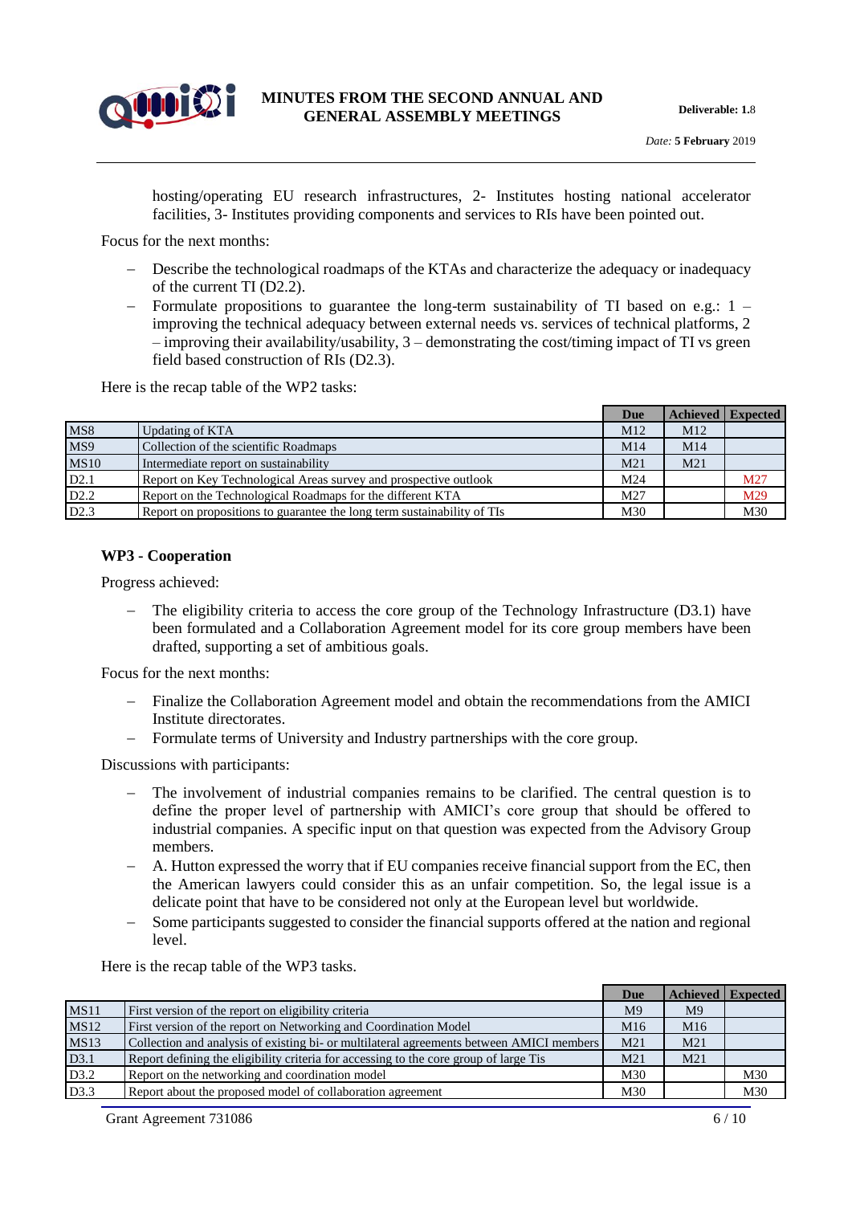hosting/operating EU research infrastructures, 2- Institutes hosting national accelerator facilities, 3- Institutes providing components and services to RIs have been pointed out.

Focus for the next months:

- Describe the technological roadmaps of the KTAs and characterize the adequacy or inadequacy of the current TI (D2.2).
- Formulate propositions to guarantee the long-term sustainability of TI based on e.g.: 1 – improving the technical adequacy between external needs vs. services of technical platforms, 2 – improving their availability/usability, 3 – demonstrating the cost/timing impact of TI vs green field based construction of RIs (D2.3).

Here is the recap table of the WP2 tasks:

| | | Due | Achieved | Expected |
|---|---|---|---|---|
| MS8 | Updating of KTA | M12 | M12 | |
| MS9 | Collection of the scientific Roadmaps | M14 | M14 | |
| MS10 | Intermediate report on sustainability | M21 | M21 | |
| D2.1 | Report on Key Technological Areas survey and prospective outlook | M24 | | M27 |
| D2.2 | Report on the Technological Roadmaps for the different KTA | M27 | | M29 |
| D2.3 | Report on propositions to guarantee the long term sustainability of TIs | M30 | | M30 |

### WP3 - Cooperation

Progress achieved:

- The eligibility criteria to access the core group of the Technology Infrastructure (D3.1) have been formulated and a Collaboration Agreement model for its core group members have been drafted, supporting a set of ambitious goals.

Focus for the next months:

- Finalize the Collaboration Agreement model and obtain the recommendations from the AMICI Institute directorates.
- Formulate terms of University and Industry partnerships with the core group.

Discussions with participants:

- The involvement of industrial companies remains to be clarified. The central question is to define the proper level of partnership with AMICI's core group that should be offered to industrial companies. A specific input on that question was expected from the Advisory Group members.
- A. Hutton expressed the worry that if EU companies receive financial support from the EC, then the American lawyers could consider this as an unfair competition. So, the legal issue is a delicate point that have to be considered not only at the European level but worldwide.
- Some participants suggested to consider the financial supports offered at the nation and regional level.

Here is the recap table of the WP3 tasks.

| | | Due | Achieved | Expected |
|---|---|---|---|---|
| MS11 | First version of the report on eligibility criteria | M9 | M9 | |
| MS12 | First version of the report on Networking and Coordination Model | M16 | M16 | |
| MS13 | Collection and analysis of existing bi- or multilateral agreements between AMICI members | M21 | M21 | |
| D3.1 | Report defining the eligibility criteria for accessing to the core group of large Tis | M21 | M21 | |
| D3.2 | Report on the networking and coordination model | M30 | | M30 |
| D3.3 | Report about the proposed model of collaboration agreement | M30 | | M30 |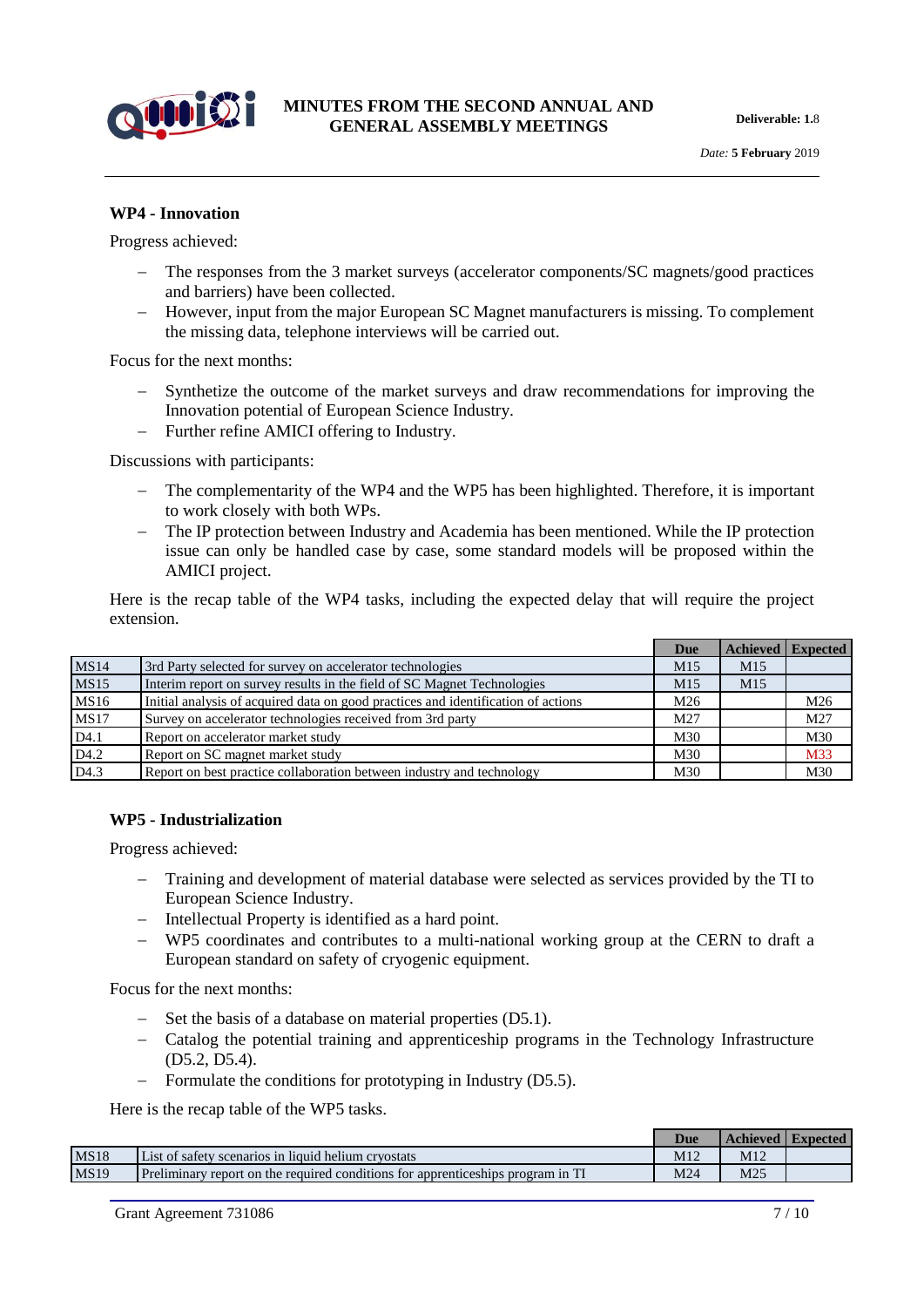## WP4 - Innovation

Progress achieved:

- The responses from the 3 market surveys (accelerator components/SC magnets/good practices and barriers) have been collected.
- However, input from the major European SC Magnet manufacturers is missing. To complement the missing data, telephone interviews will be carried out.

Focus for the next months:

- Synthetize the outcome of the market surveys and draw recommendations for improving the Innovation potential of European Science Industry.
- Further refine AMICI offering to Industry.

Discussions with participants:

- The complementarity of the WP4 and the WP5 has been highlighted. Therefore, it is important to work closely with both WPs.
- The IP protection between Industry and Academia has been mentioned. While the IP protection issue can only be handled case by case, some standard models will be proposed within the AMICI project.

Here is the recap table of the WP4 tasks, including the expected delay that will require the project extension.

| | | Due | Achieved | Expected |
|---|---|---|---|---|
| MS14 | 3rd Party selected for survey on accelerator technologies | M15 | M15 | |
| MS15 | Interim report on survey results in the field of SC Magnet Technologies | M15 | M15 | |
| MS16 | Initial analysis of acquired data on good practices and identification of actions | M26 | | M26 |
| MS17 | Survey on accelerator technologies received from 3rd party | M27 | | M27 |
| D4.1 | Report on accelerator market study | M30 | | M30 |
| D4.2 | Report on SC magnet market study | M30 | | M33 |
| D4.3 | Report on best practice collaboration between industry and technology | M30 | | M30 |

## WP5 - Industrialization

Progress achieved:

- Training and development of material database were selected as services provided by the TI to European Science Industry.
- Intellectual Property is identified as a hard point.
- WP5 coordinates and contributes to a multi-national working group at the CERN to draft a European standard on safety of cryogenic equipment.

Focus for the next months:

- Set the basis of a database on material properties (D5.1).
- Catalog the potential training and apprenticeship programs in the Technology Infrastructure (D5.2, D5.4).
- Formulate the conditions for prototyping in Industry (D5.5).

Here is the recap table of the WP5 tasks.

| | | Due | Achieved | Expected |
|---|---|---|---|---|
| MS18 | List of safety scenarios in liquid helium cryostats | M12 | M12 | |
| MS19 | Preliminary report on the required conditions for apprenticeships program in TI | M24 | M25 | |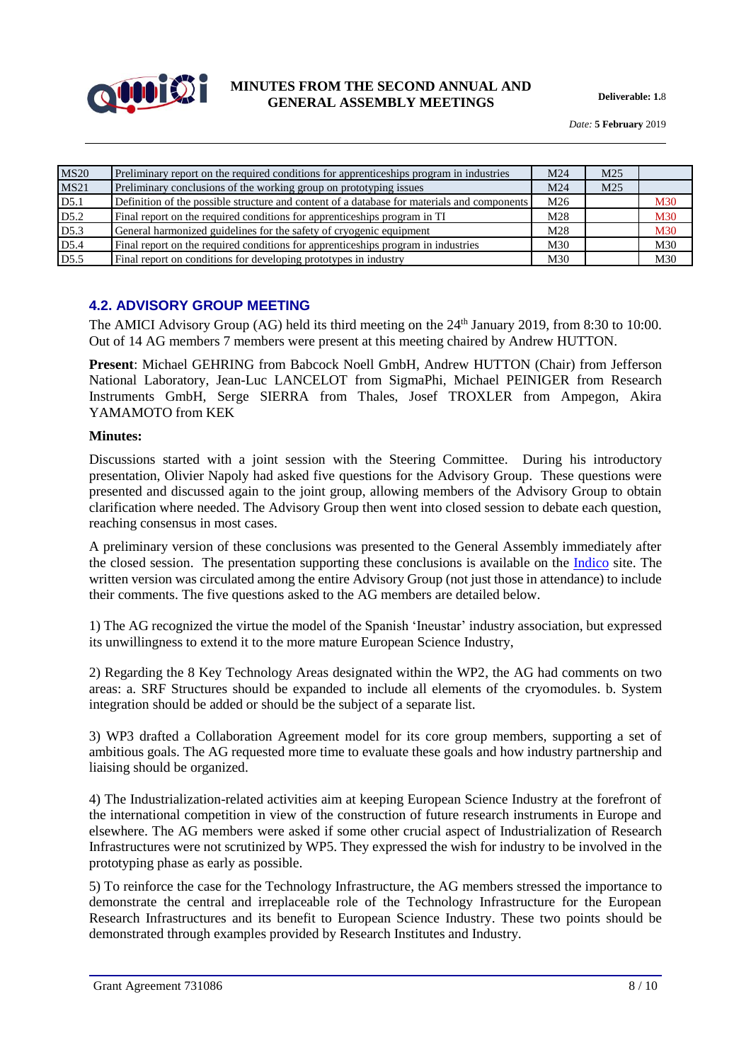| MS20 | Preliminary report on the required conditions for apprenticeships program in industries | M24 | M25 | |
|---|---|---|---|---|
| MS21 | Preliminary conclusions of the working group on prototyping issues | M24 | M25 | |
| D5.1 | Definition of the possible structure and content of a database for materials and components | M26 | | M30 |
| D5.2 | Final report on the required conditions for apprenticeships program in TI | M28 | | M30 |
| D5.3 | General harmonized guidelines for the safety of cryogenic equipment | M28 | | M30 |
| D5.4 | Final report on the required conditions for apprenticeships program in industries | M30 | | M30 |
| D5.5 | Final report on conditions for developing prototypes in industry | M30 | | M30 |

## 4.2. ADVISORY GROUP MEETING

The AMICI Advisory Group (AG) held its third meeting on the 24th January 2019, from 8:30 to 10:00. Out of 14 AG members 7 members were present at this meeting chaired by Andrew HUTTON.

**Present**: Michael GEHRING from Babcock Noell GmbH, Andrew HUTTON (Chair) from Jefferson National Laboratory, Jean-Luc LANCELOT from SigmaPhi, Michael PEINIGER from Research Instruments GmbH, Serge SIERRA from Thales, Josef TROXLER from Ampegon, Akira YAMAMOTO from KEK

**Minutes:**

Discussions started with a joint session with the Steering Committee. During his introductory presentation, Olivier Napoly had asked five questions for the Advisory Group. These questions were presented and discussed again to the joint group, allowing members of the Advisory Group to obtain clarification where needed. The Advisory Group then went into closed session to debate each question, reaching consensus in most cases.

A preliminary version of these conclusions was presented to the General Assembly immediately after the closed session. The presentation supporting these conclusions is available on the Indico site. The written version was circulated among the entire Advisory Group (not just those in attendance) to include their comments. The five questions asked to the AG members are detailed below.

1) The AG recognized the virtue the model of the Spanish 'Ineustar' industry association, but expressed its unwillingness to extend it to the more mature European Science Industry,

2) Regarding the 8 Key Technology Areas designated within the WP2, the AG had comments on two areas: a. SRF Structures should be expanded to include all elements of the cryomodules. b. System integration should be added or should be the subject of a separate list.

3) WP3 drafted a Collaboration Agreement model for its core group members, supporting a set of ambitious goals. The AG requested more time to evaluate these goals and how industry partnership and liaising should be organized.

4) The Industrialization-related activities aim at keeping European Science Industry at the forefront of the international competition in view of the construction of future research instruments in Europe and elsewhere. The AG members were asked if some other crucial aspect of Industrialization of Research Infrastructures were not scrutinized by WP5. They expressed the wish for industry to be involved in the prototyping phase as early as possible.

5) To reinforce the case for the Technology Infrastructure, the AG members stressed the importance to demonstrate the central and irreplaceable role of the Technology Infrastructure for the European Research Infrastructures and its benefit to European Science Industry. These two points should be demonstrated through examples provided by Research Institutes and Industry.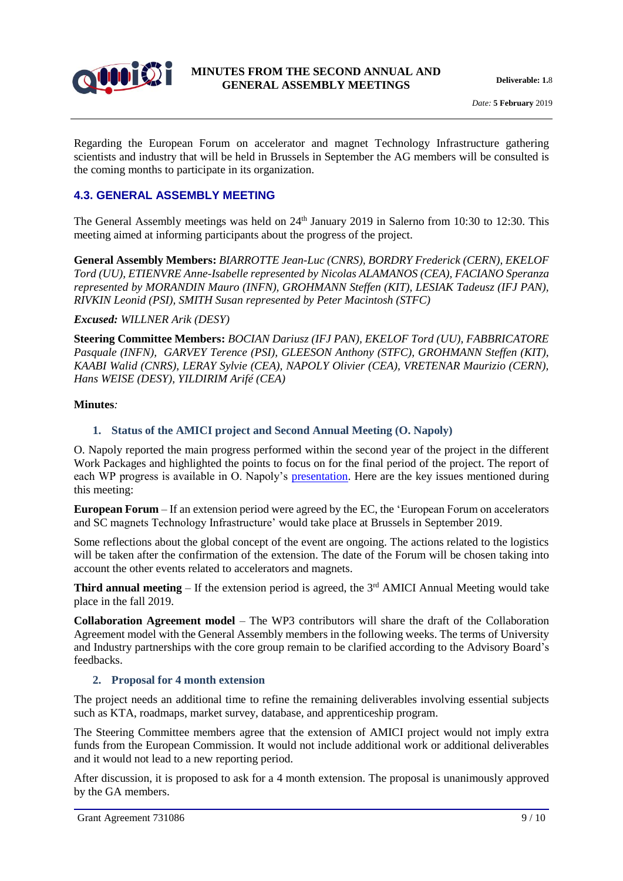Regarding the European Forum on accelerator and magnet Technology Infrastructure gathering scientists and industry that will be held in Brussels in September the AG members will be consulted is the coming months to participate in its organization.

### 4.3. GENERAL ASSEMBLY MEETING

The General Assembly meetings was held on 24th January 2019 in Salerno from 10:30 to 12:30. This meeting aimed at informing participants about the progress of the project.

**General Assembly Members:** *BIARROTTE Jean-Luc (CNRS), BORDRY Frederick (CERN), EKELOF Tord (UU), ETIENVRE Anne-Isabelle represented by Nicolas ALAMANOS (CEA), FACIANO Speranza represented by MORANDIN Mauro (INFN), GROHMANN Steffen (KIT), LESIAK Tadeusz (IFJ PAN), RIVKIN Leonid (PSI), SMITH Susan represented by Peter Macintosh (STFC)*

**Excused:** *WILLNER Arik (DESY)*

**Steering Committee Members:** *BOCIAN Dariusz (IFJ PAN), EKELOF Tord (UU), FABBRICATORE Pasquale (INFN), GARVEY Terence (PSI), GLEESON Anthony (STFC), GROHMANN Steffen (KIT), KAABI Walid (CNRS), LERAY Sylvie (CEA), NAPOLY Olivier (CEA), VRETENAR Maurizio (CERN), Hans WEISE (DESY), YILDIRIM Arifé (CEA)*

**Minutes***:*

1. **Status of the AMICI project and Second Annual Meeting (O. Napoly)**

O. Napoly reported the main progress performed within the second year of the project in the different Work Packages and highlighted the points to focus on for the final period of the project. The report of each WP progress is available in O. Napoly's presentation. Here are the key issues mentioned during this meeting:

**European Forum** – If an extension period were agreed by the EC, the 'European Forum on accelerators and SC magnets Technology Infrastructure' would take place at Brussels in September 2019.

Some reflections about the global concept of the event are ongoing. The actions related to the logistics will be taken after the confirmation of the extension. The date of the Forum will be chosen taking into account the other events related to accelerators and magnets.

**Third annual meeting** – If the extension period is agreed, the 3rd AMICI Annual Meeting would take place in the fall 2019.

**Collaboration Agreement model** – The WP3 contributors will share the draft of the Collaboration Agreement model with the General Assembly members in the following weeks. The terms of University and Industry partnerships with the core group remain to be clarified according to the Advisory Board's feedbacks.

2. **Proposal for 4 month extension**

The project needs an additional time to refine the remaining deliverables involving essential subjects such as KTA, roadmaps, market survey, database, and apprenticeship program.

The Steering Committee members agree that the extension of AMICI project would not imply extra funds from the European Commission. It would not include additional work or additional deliverables and it would not lead to a new reporting period.

After discussion, it is proposed to ask for a 4 month extension. The proposal is unanimously approved by the GA members.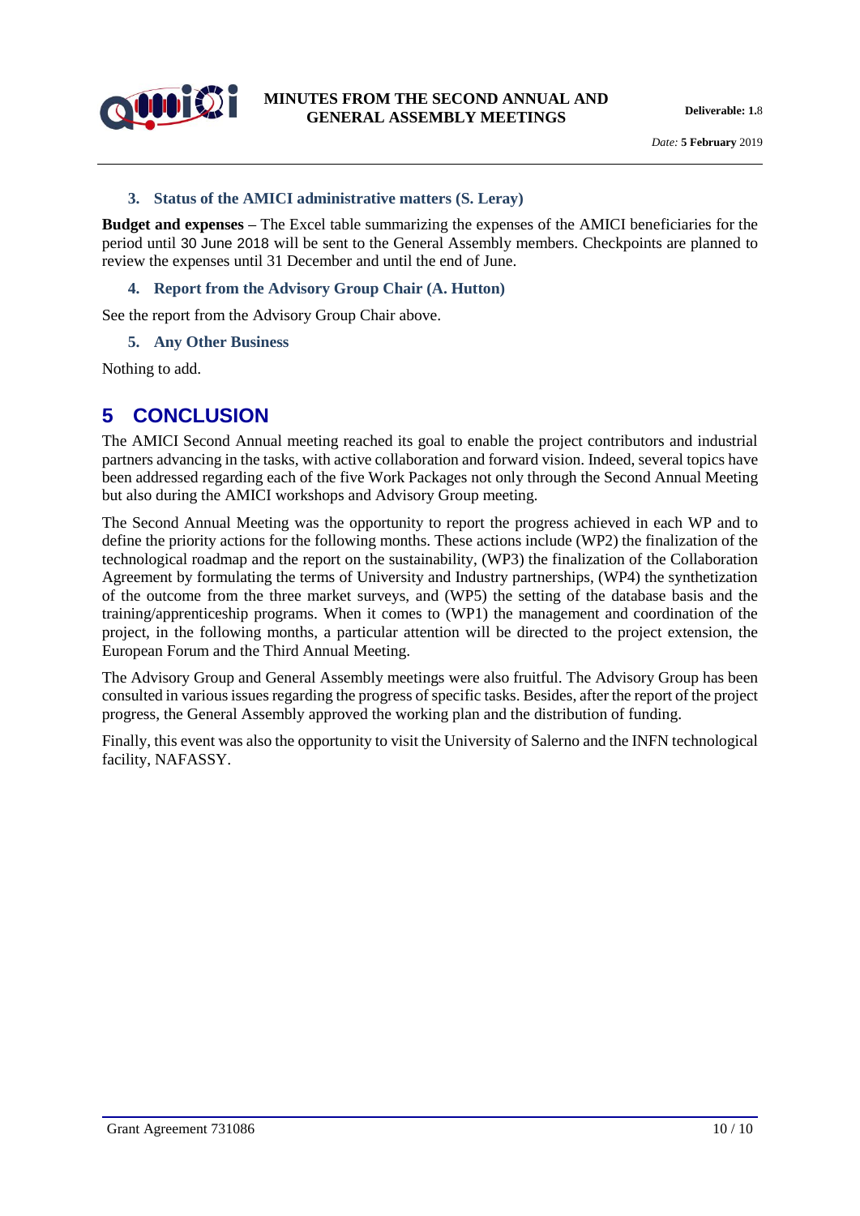### 3. Status of the AMICI administrative matters (S. Leray)

**Budget and expenses** – The Excel table summarizing the expenses of the AMICI beneficiaries for the period until 30 June 2018 will be sent to the General Assembly members. Checkpoints are planned to review the expenses until 31 December and until the end of June.

### 4. Report from the Advisory Group Chair (A. Hutton)

See the report from the Advisory Group Chair above.

### 5. Any Other Business

Nothing to add.

# 5 CONCLUSION

The AMICI Second Annual meeting reached its goal to enable the project contributors and industrial partners advancing in the tasks, with active collaboration and forward vision. Indeed, several topics have been addressed regarding each of the five Work Packages not only through the Second Annual Meeting but also during the AMICI workshops and Advisory Group meeting.

The Second Annual Meeting was the opportunity to report the progress achieved in each WP and to define the priority actions for the following months. These actions include (WP2) the finalization of the technological roadmap and the report on the sustainability, (WP3) the finalization of the Collaboration Agreement by formulating the terms of University and Industry partnerships, (WP4) the synthetization of the outcome from the three market surveys, and (WP5) the setting of the database basis and the training/apprenticeship programs. When it comes to (WP1) the management and coordination of the project, in the following months, a particular attention will be directed to the project extension, the European Forum and the Third Annual Meeting.

The Advisory Group and General Assembly meetings were also fruitful. The Advisory Group has been consulted in various issues regarding the progress of specific tasks. Besides, after the report of the project progress, the General Assembly approved the working plan and the distribution of funding.

Finally, this event was also the opportunity to visit the University of Salerno and the INFN technological facility, NAFASSY.